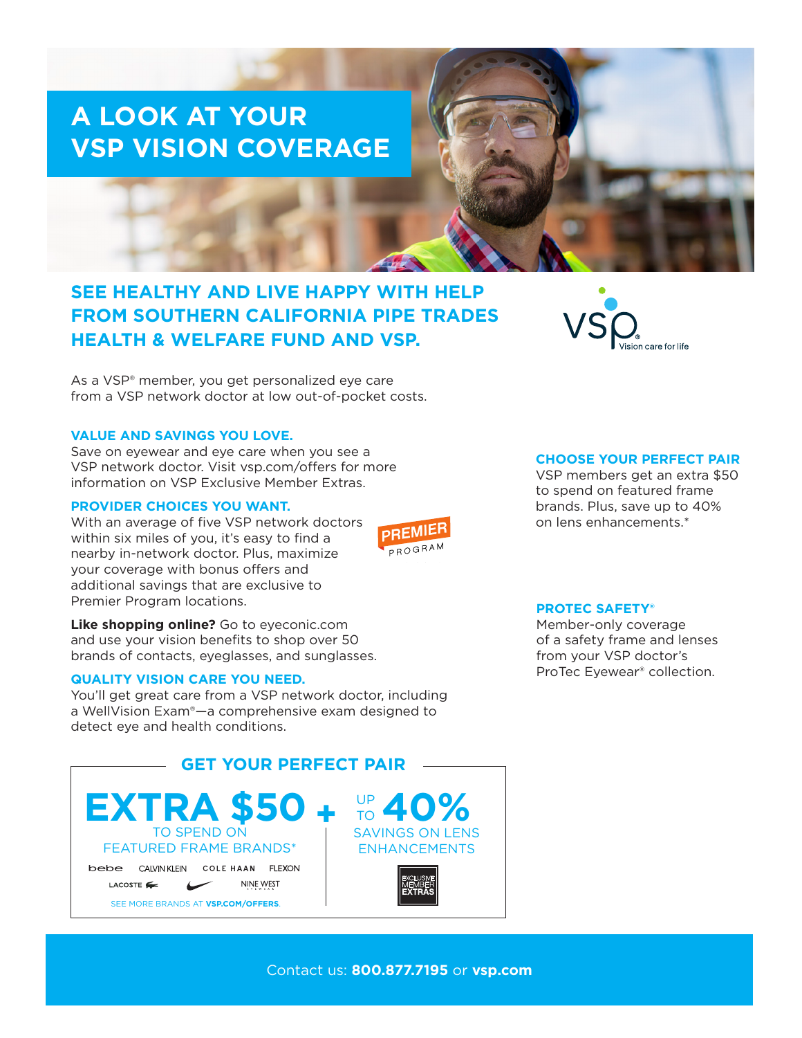# A LOOK AT YOUR VSP VISION COVERAGE

## SEE HEALTHY AND LIVE HAPPY WITH HELP FROM SOUTHERN CALIFORNIA PIPE TRADES HEALTH & WELFARE FUND AND VSP.

VSP Vision care for life

As a VSP® member, you get personalized eye care from a VSP network doctor at low out-of-pocket costs.

### VALUE AND SAVINGS YOU LOVE.

Save on eyewear and eye care when you see a VSP network doctor. Visit vsp.com/offers for more information on VSP Exclusive Member Extras.

### PROVIDER CHOICES YOU WANT.

PREMIER PROGRAM

With an average of five VSP network doctors within six miles of you, it's easy to find a nearby in-network doctor. Plus, maximize your coverage with bonus offers and additional savings that are exclusive to Premier Program locations.

**Like shopping online?** Go to eyeconic.com and use your vision benefits to shop over 50 brands of contacts, eyeglasses, and sunglasses.

### QUALITY VISION CARE YOU NEED.

You'll get great care from a VSP network doctor, including a WellVision Exam®—a comprehensive exam designed to detect eye and health conditions.

### CHOOSE YOUR PERFECT PAIR

VSP members get an extra $50 to spend on featured frame brands. Plus, save up to 40% on lens enhancements.*

### PROTEC SAFETY®

Member-only coverage of a safety frame and lenses from your VSP doctor's ProTec Eyewear® collection.

## GET YOUR PERFECT PAIR

**EXTRA $50** TO SPEND ON FEATURED FRAME BRANDS* + **UP TO 40%** SAVINGS ON LENS ENHANCEMENTS

bebe | CALVIN KLEIN | COLE HAAN | FLEXON | LACOSTE | NIKE | NINE WEST

SEE MORE BRANDS AT **VSP.COM/OFFERS**.

EXCLUSIVE MEMBER EXTRAS

Contact us: **800.877.7195** or **vsp.com**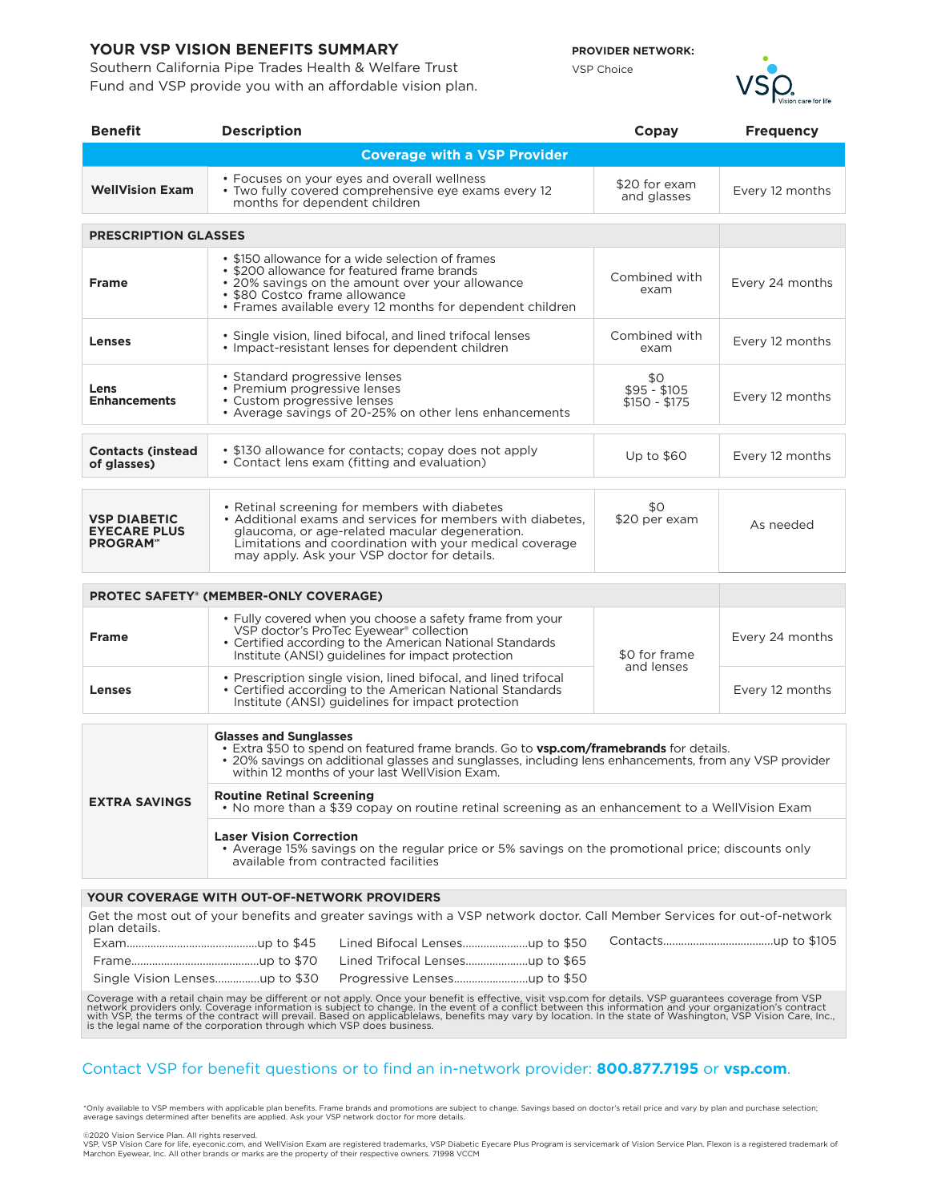## YOUR VSP VISION BENEFITS SUMMARY

Southern California Pipe Trades Health & Welfare Trust Fund and VSP provide you with an affordable vision plan.

**PROVIDER NETWORK:**
VSP Choice

| Benefit | Description | Copay | Frequency |
|---|---|---|---|
| **Coverage with a VSP Provider** | | | |
| **WellVision Exam** | • Focuses on your eyes and overall wellness<br>• Two fully covered comprehensive eye exams every 12 months for dependent children | $20 for exam and glasses | Every 12 months |
| **PRESCRIPTION GLASSES** | | | |
| **Frame** | • $150 allowance for a wide selection of frames<br>• $200 allowance for featured frame brands<br>• 20% savings on the amount over your allowance<br>• $80 Costco frame allowance<br>• Frames available every 12 months for dependent children | Combined with exam | Every 24 months |
| **Lenses** | • Single vision, lined bifocal, and lined trifocal lenses<br>• Impact-resistant lenses for dependent children | Combined with exam | Every 12 months |
| **Lens Enhancements** | • Standard progressive lenses<br>• Premium progressive lenses<br>• Custom progressive lenses<br>• Average savings of 20-25% on other lens enhancements | $0<br>$95 - $105<br>$150 - $175 | Every 12 months |
| **Contacts (instead of glasses)** | • $130 allowance for contacts; copay does not apply<br>• Contact lens exam (fitting and evaluation) | Up to $60 | Every 12 months |
| **VSP DIABETIC EYECARE PLUS PROGRAM℠** | • Retinal screening for members with diabetes<br>• Additional exams and services for members with diabetes, glaucoma, or age-related macular degeneration. Limitations and coordination with your medical coverage may apply. Ask your VSP doctor for details. | $0<br>$20 per exam | As needed |
| **PROTEC SAFETY® (MEMBER-ONLY COVERAGE)** | | | |
| **Frame** | • Fully covered when you choose a safety frame from your VSP doctor's ProTec Eyewear® collection<br>• Certified according to the American National Standards Institute (ANSI) guidelines for impact protection | $0 for frame and lenses | Every 24 months |
| **Lenses** | • Prescription single vision, lined bifocal, and lined trifocal<br>• Certified according to the American National Standards Institute (ANSI) guidelines for impact protection | | Every 12 months |
| **EXTRA SAVINGS** | **Glasses and Sunglasses**<br>• Extra $50 to spend on featured frame brands. Go to **vsp.com/framebrands** for details.<br>• 20% savings on additional glasses and sunglasses, including lens enhancements, from any VSP provider within 12 months of your last WellVision Exam.<br><br>**Routine Retinal Screening**<br>• No more than a $39 copay on routine retinal screening as an enhancement to a WellVision Exam<br><br>**Laser Vision Correction**<br>• Average 15% savings on the regular price or 5% savings on the promotional price; discounts only available from contracted facilities | | |

### YOUR COVERAGE WITH OUT-OF-NETWORK PROVIDERS

Get the most out of your benefits and greater savings with a VSP network doctor. Call Member Services for out-of-network plan details.

| | | |
|---|---|---|
| Exam....up to $45 | Lined Bifocal Lenses....up to $50 | Contacts....up to $105 |
| Frame....up to $70 | Lined Trifocal Lenses....up to $65 | |
| Single Vision Lenses....up to $30 | Progressive Lenses....up to $50 | |

Coverage with a retail chain may be different or not apply. Once your benefit is effective, visit vsp.com for details. VSP guarantees coverage from VSP network providers only. Coverage information is subject to change. In the event of a conflict between this information and your organization's contract with VSP, the terms of the contract will prevail. Based on applicablelaws, benefits may vary by location. In the state of Washington, VSP Vision Care, Inc., is the legal name of the corporation through which VSP does business.

Contact VSP for benefit questions or to find an in-network provider: **800.877.7195** or **vsp.com**.

*Only available to VSP members with applicable plan benefits. Frame brands and promotions are subject to change. Savings based on doctor's retail price and vary by plan and purchase selection; average savings determined after benefits are applied. Ask your VSP network doctor for more details.

©2020 Vision Service Plan. All rights reserved.
VSP, VSP Vision Care for life, eyeconic.com, and WellVision Exam are registered trademarks, VSP Diabetic Eyecare Plus Program is servicemark of Vision Service Plan. Flexon is a registered trademark of Marchon Eyewear, Inc. All other brands or marks are the property of their respective owners. 71998 VCCM